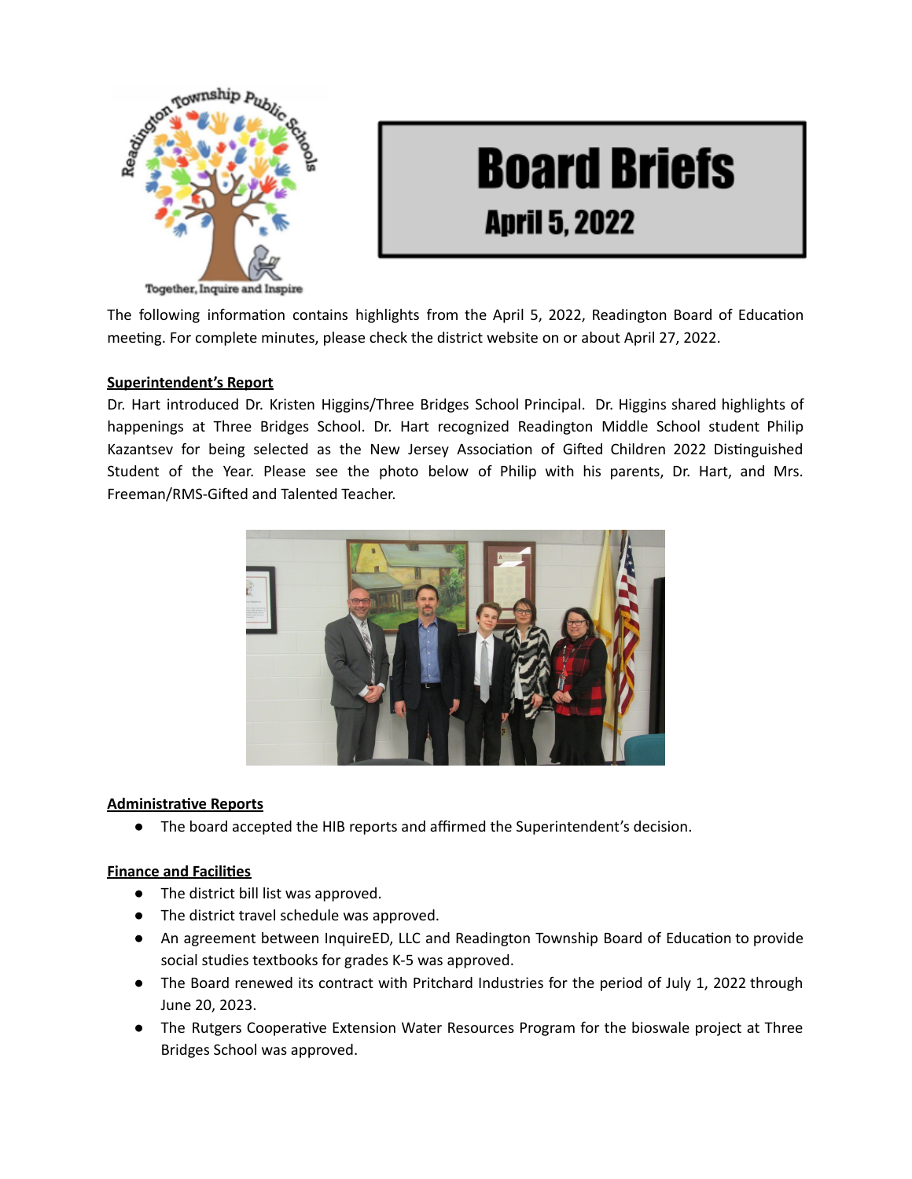# Board Briefs

## April 5, 2022

The following information contains highlights from the April 5, 2022, Readington Board of Education meeting. For complete minutes, please check the district website on or about April 27, 2022.

**Superintendent's Report**

Dr. Hart introduced Dr. Kristen Higgins/Three Bridges School Principal. Dr. Higgins shared highlights of happenings at Three Bridges School. Dr. Hart recognized Readington Middle School student Philip Kazantsev for being selected as the New Jersey Association of Gifted Children 2022 Distinguished Student of the Year. Please see the photo below of Philip with his parents, Dr. Hart, and Mrs. Freeman/RMS-Gifted and Talented Teacher.

**Administrative Reports**

- The board accepted the HIB reports and affirmed the Superintendent's decision.

**Finance and Facilities**

- The district bill list was approved.
- The district travel schedule was approved.
- An agreement between InquireED, LLC and Readington Township Board of Education to provide social studies textbooks for grades K-5 was approved.
- The Board renewed its contract with Pritchard Industries for the period of July 1, 2022 through June 20, 2023.
- The Rutgers Cooperative Extension Water Resources Program for the bioswale project at Three Bridges School was approved.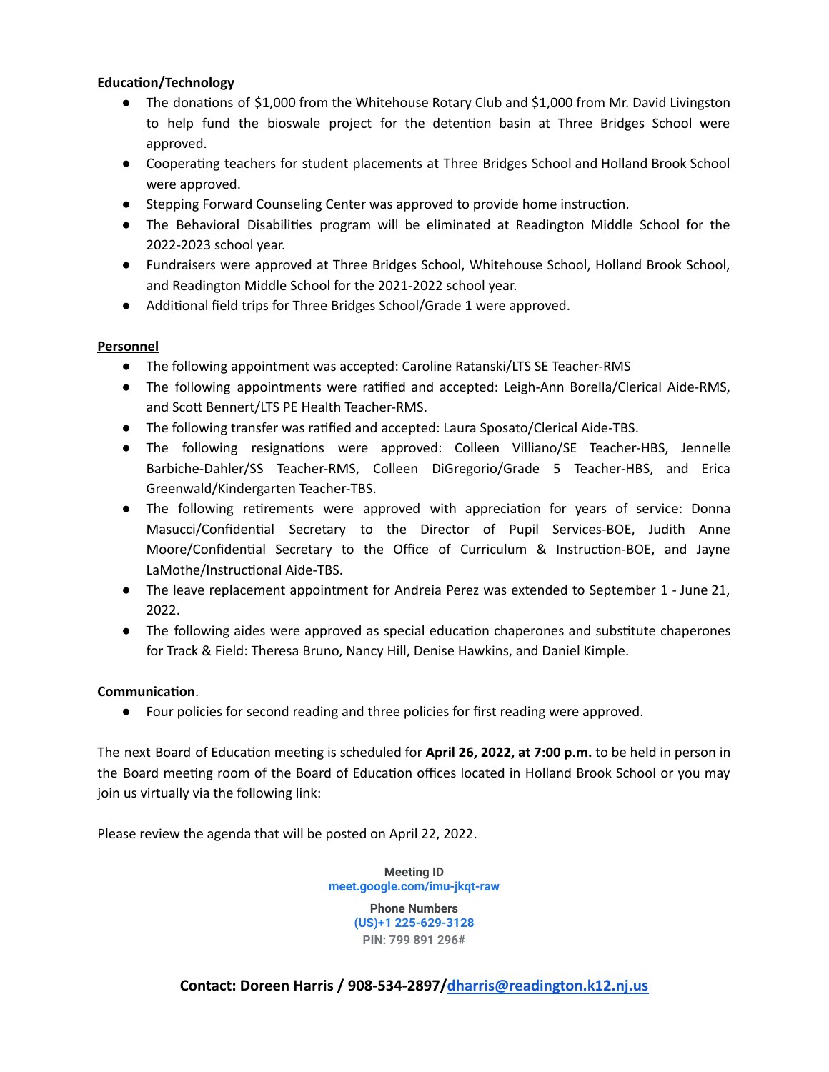**Education/Technology**

- The donations of $1,000 from the Whitehouse Rotary Club and $1,000 from Mr. David Livingston to help fund the bioswale project for the detention basin at Three Bridges School were approved.
- Cooperating teachers for student placements at Three Bridges School and Holland Brook School were approved.
- Stepping Forward Counseling Center was approved to provide home instruction.
- The Behavioral Disabilities program will be eliminated at Readington Middle School for the 2022-2023 school year.
- Fundraisers were approved at Three Bridges School, Whitehouse School, Holland Brook School, and Readington Middle School for the 2021-2022 school year.
- Additional field trips for Three Bridges School/Grade 1 were approved.

**Personnel**

- The following appointment was accepted: Caroline Ratanski/LTS SE Teacher-RMS
- The following appointments were ratified and accepted: Leigh-Ann Borella/Clerical Aide-RMS, and Scott Bennert/LTS PE Health Teacher-RMS.
- The following transfer was ratified and accepted: Laura Sposato/Clerical Aide-TBS.
- The following resignations were approved: Colleen Villiano/SE Teacher-HBS, Jennelle Barbiche-Dahler/SS Teacher-RMS, Colleen DiGregorio/Grade 5 Teacher-HBS, and Erica Greenwald/Kindergarten Teacher-TBS.
- The following retirements were approved with appreciation for years of service: Donna Masucci/Confidential Secretary to the Director of Pupil Services-BOE, Judith Anne Moore/Confidential Secretary to the Office of Curriculum & Instruction-BOE, and Jayne LaMothe/Instructional Aide-TBS.
- The leave replacement appointment for Andreia Perez was extended to September 1 - June 21, 2022.
- The following aides were approved as special education chaperones and substitute chaperones for Track & Field: Theresa Bruno, Nancy Hill, Denise Hawkins, and Daniel Kimple.

**Communication**.

- Four policies for second reading and three policies for first reading were approved.

The next Board of Education meeting is scheduled for **April 26, 2022, at 7:00 p.m.** to be held in person in the Board meeting room of the Board of Education offices located in Holland Brook School or you may join us virtually via the following link:

Please review the agenda that will be posted on April 22, 2022.

**Meeting ID**
meet.google.com/imu-jkqt-raw

**Phone Numbers**
(US)+1 225-629-3128
PIN: 799 891 296#

**Contact: Doreen Harris / 908-534-2897/dharris@readington.k12.nj.us**